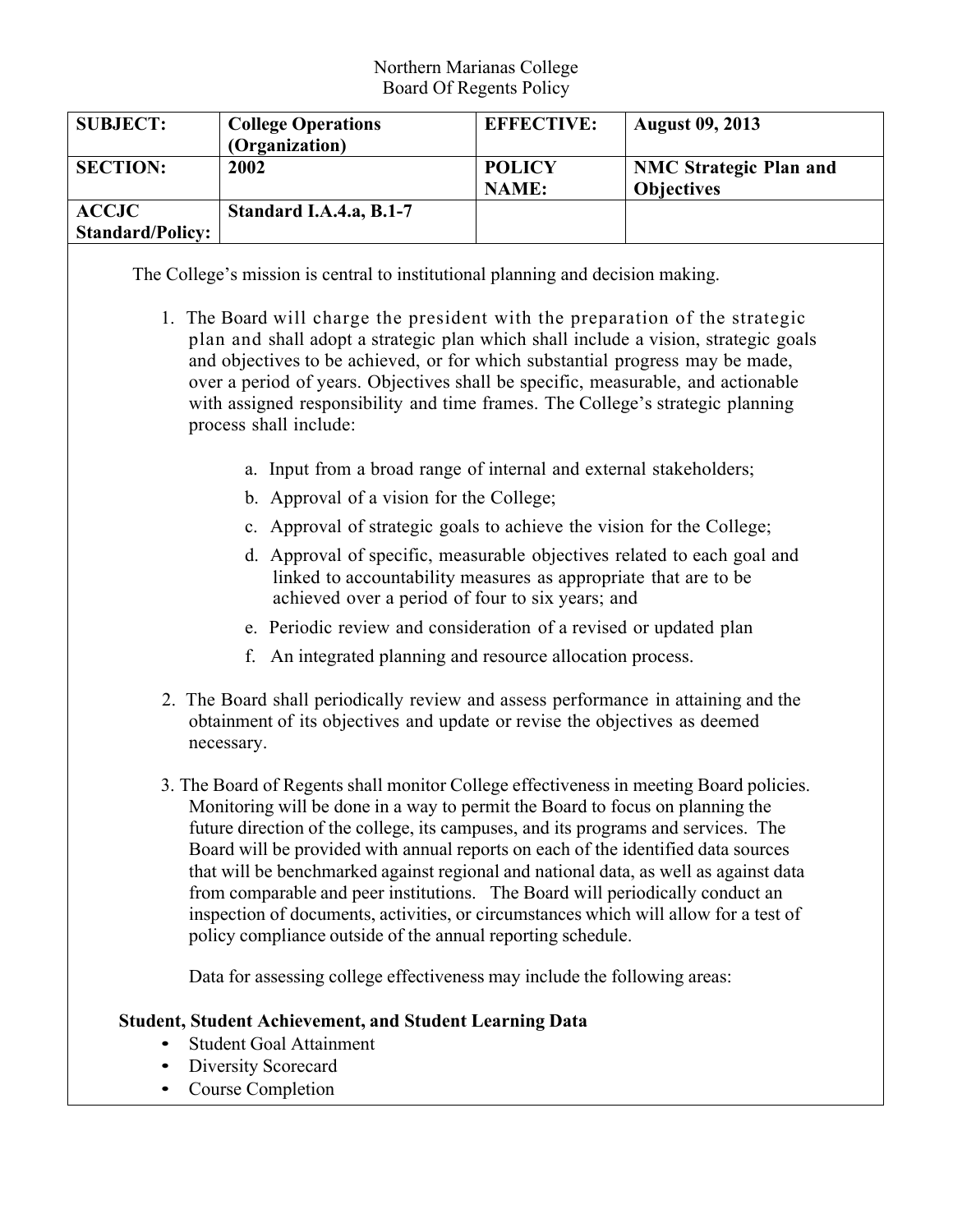Northern Marianas College
Board Of Regents Policy

| **SUBJECT:** | **College Operations (Organization)** | **EFFECTIVE:** | **August 09, 2013** |
|---|---|---|---|
| **SECTION:** | **2002** | **POLICY NAME:** | **NMC Strategic Plan and Objectives** |
| **ACCJC Standard/Policy:** | **Standard I.A.4.a, B.1-7** | | |

The College's mission is central to institutional planning and decision making.

1. The Board will charge the president with the preparation of the strategic plan and shall adopt a strategic plan which shall include a vision, strategic goals and objectives to be achieved, or for which substantial progress may be made, over a period of years. Objectives shall be specific, measurable, and actionable with assigned responsibility and time frames. The College's strategic planning process shall include:

    a. Input from a broad range of internal and external stakeholders;

    b. Approval of a vision for the College;

    c. Approval of strategic goals to achieve the vision for the College;

    d. Approval of specific, measurable objectives related to each goal and linked to accountability measures as appropriate that are to be achieved over a period of four to six years; and

    e. Periodic review and consideration of a revised or updated plan

    f. An integrated planning and resource allocation process.

2. The Board shall periodically review and assess performance in attaining and the obtainment of its objectives and update or revise the objectives as deemed necessary.

3. The Board of Regents shall monitor College effectiveness in meeting Board policies. Monitoring will be done in a way to permit the Board to focus on planning the future direction of the college, its campuses, and its programs and services. The Board will be provided with annual reports on each of the identified data sources that will be benchmarked against regional and national data, as well as against data from comparable and peer institutions. The Board will periodically conduct an inspection of documents, activities, or circumstances which will allow for a test of policy compliance outside of the annual reporting schedule.

    Data for assessing college effectiveness may include the following areas:

**Student, Student Achievement, and Student Learning Data**

- Student Goal Attainment
- Diversity Scorecard
- Course Completion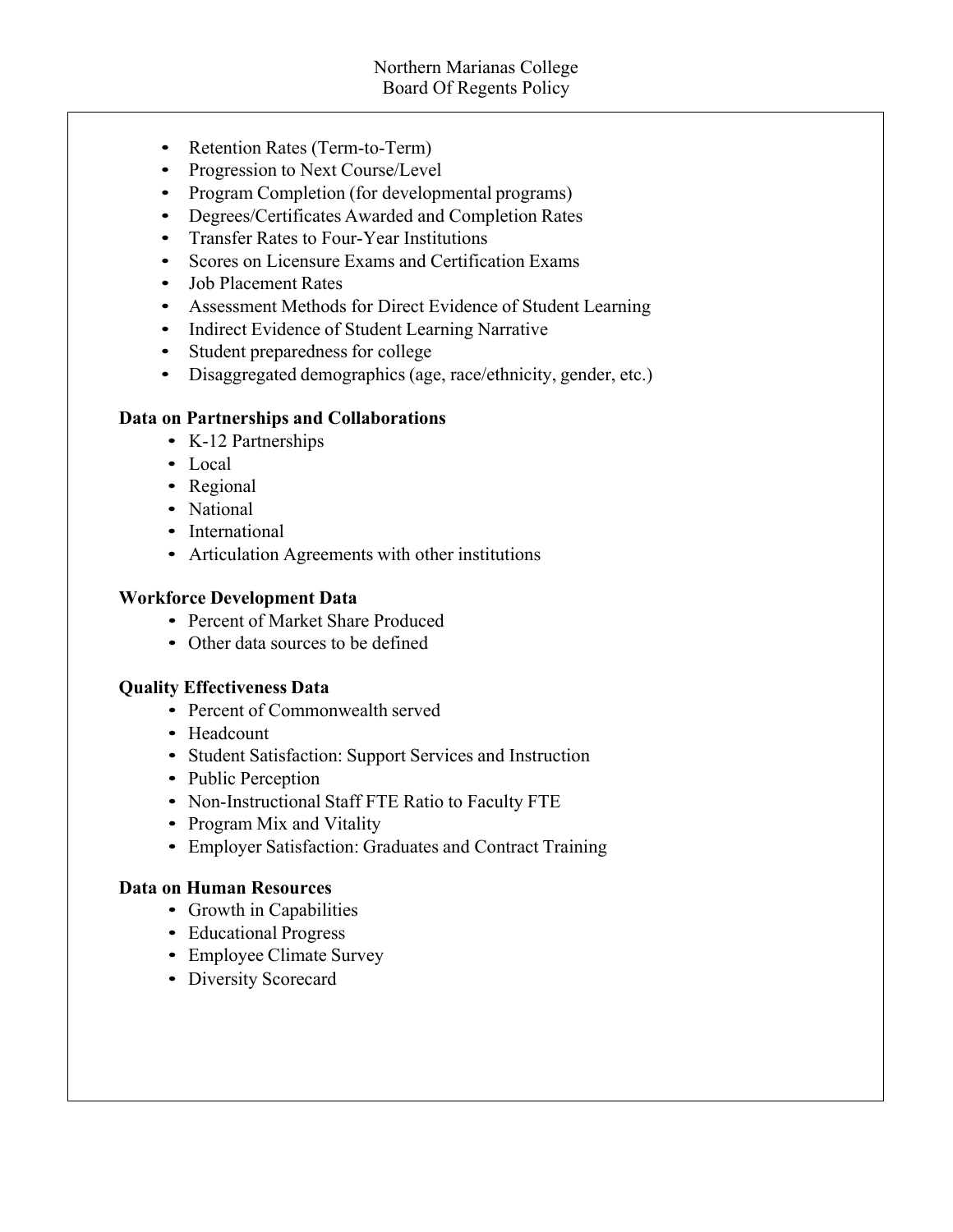- Retention Rates (Term-to-Term)
- Progression to Next Course/Level
- Program Completion (for developmental programs)
- Degrees/Certificates Awarded and Completion Rates
- Transfer Rates to Four-Year Institutions
- Scores on Licensure Exams and Certification Exams
- Job Placement Rates
- Assessment Methods for Direct Evidence of Student Learning
- Indirect Evidence of Student Learning Narrative
- Student preparedness for college
- Disaggregated demographics (age, race/ethnicity, gender, etc.)

**Data on Partnerships and Collaborations**

- K-12 Partnerships
- Local
- Regional
- National
- International
- Articulation Agreements with other institutions

**Workforce Development Data**

- Percent of Market Share Produced
- Other data sources to be defined

**Quality Effectiveness Data**

- Percent of Commonwealth served
- Headcount
- Student Satisfaction: Support Services and Instruction
- Public Perception
- Non-Instructional Staff FTE Ratio to Faculty FTE
- Program Mix and Vitality
- Employer Satisfaction: Graduates and Contract Training

**Data on Human Resources**

- Growth in Capabilities
- Educational Progress
- Employee Climate Survey
- Diversity Scorecard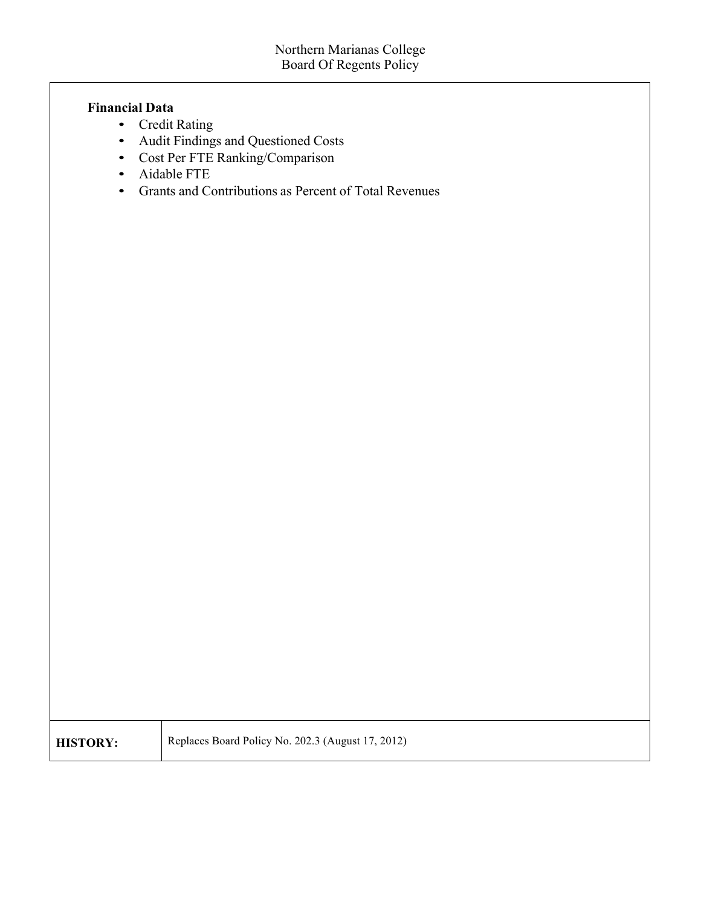**Financial Data**

- Credit Rating
- Audit Findings and Questioned Costs
- Cost Per FTE Ranking/Comparison
- Aidable FTE
- Grants and Contributions as Percent of Total Revenues

| | |
|---|---|
| **HISTORY:** | Replaces Board Policy No. 202.3 (August 17, 2012) |